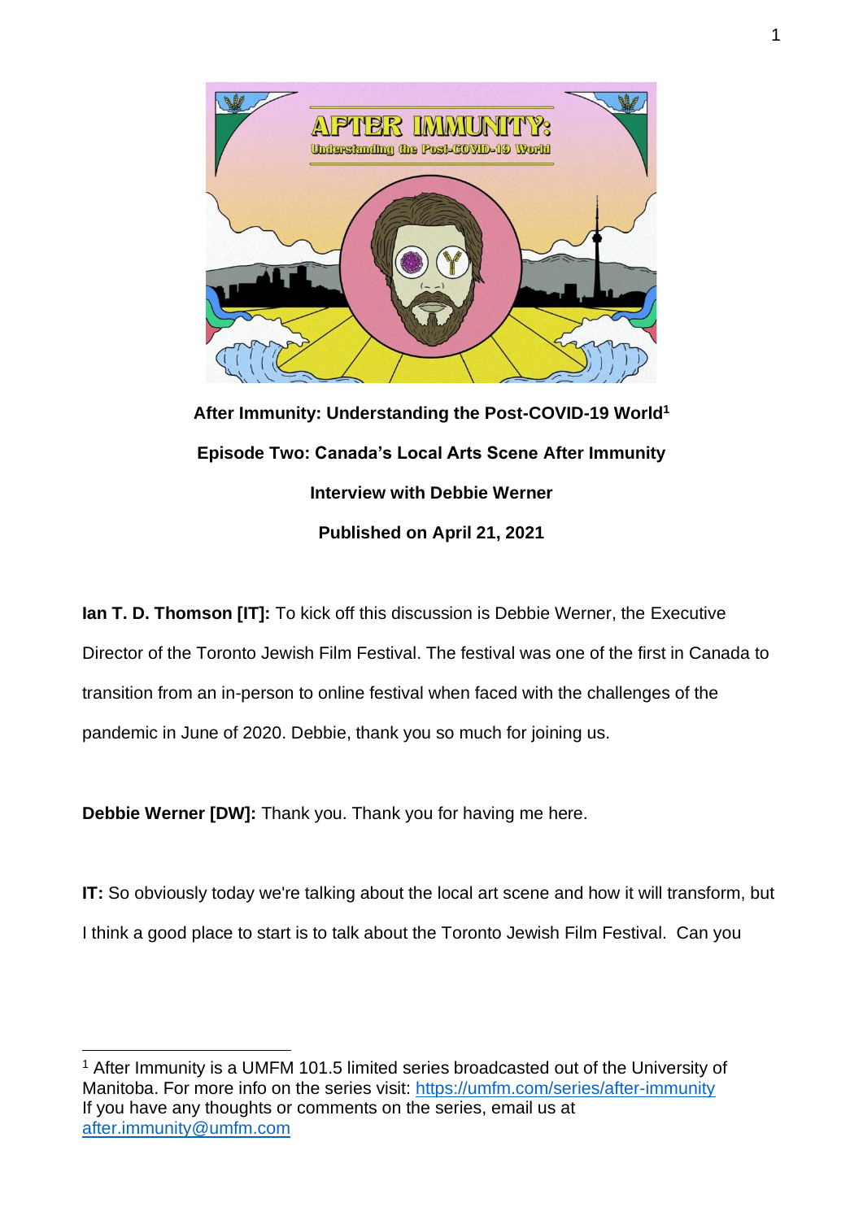**After Immunity: Understanding the Post-COVID-19 World**[1]

**Episode Two: Canada's Local Arts Scene After Immunity**

**Interview with Debbie Werner**

**Published on April 21, 2021**

**Ian T. D. Thomson [IT]:** To kick off this discussion is Debbie Werner, the Executive Director of the Toronto Jewish Film Festival. The festival was one of the first in Canada to transition from an in-person to online festival when faced with the challenges of the pandemic in June of 2020. Debbie, thank you so much for joining us.

**Debbie Werner [DW]:** Thank you. Thank you for having me here.

**IT:** So obviously today we're talking about the local art scene and how it will transform, but I think a good place to start is to talk about the Toronto Jewish Film Festival. Can you

---

[1] After Immunity is a UMFM 101.5 limited series broadcasted out of the University of Manitoba. For more info on the series visit: https://umfm.com/series/after-immunity
If you have any thoughts or comments on the series, email us at after.immunity@umfm.com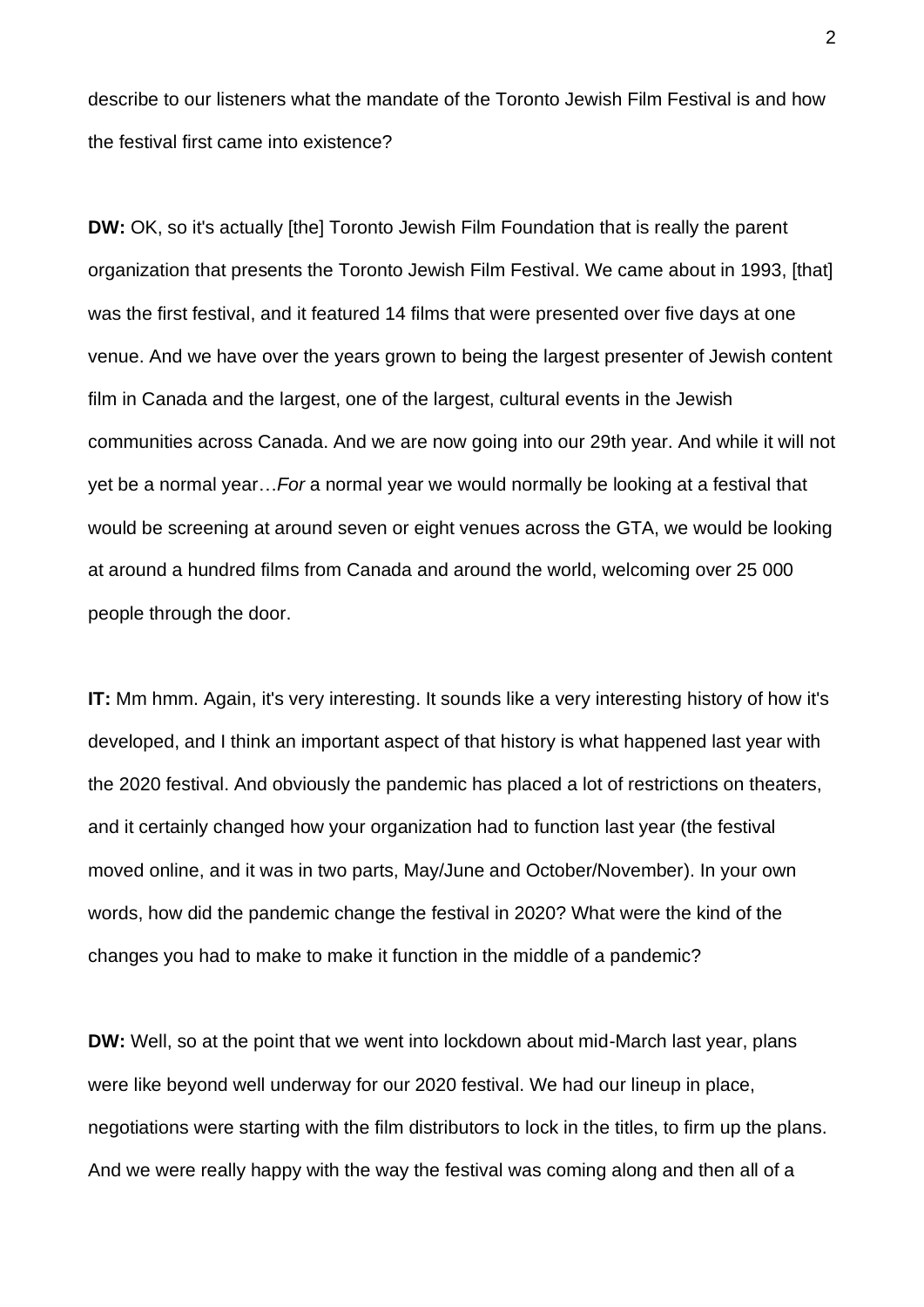describe to our listeners what the mandate of the Toronto Jewish Film Festival is and how the festival first came into existence?

**DW:** OK, so it's actually [the] Toronto Jewish Film Foundation that is really the parent organization that presents the Toronto Jewish Film Festival. We came about in 1993, [that] was the first festival, and it featured 14 films that were presented over five days at one venue. And we have over the years grown to being the largest presenter of Jewish content film in Canada and the largest, one of the largest, cultural events in the Jewish communities across Canada. And we are now going into our 29th year. And while it will not yet be a normal year…*For* a normal year we would normally be looking at a festival that would be screening at around seven or eight venues across the GTA, we would be looking at around a hundred films from Canada and around the world, welcoming over 25 000 people through the door.

**IT:** Mm hmm. Again, it's very interesting. It sounds like a very interesting history of how it's developed, and I think an important aspect of that history is what happened last year with the 2020 festival. And obviously the pandemic has placed a lot of restrictions on theaters, and it certainly changed how your organization had to function last year (the festival moved online, and it was in two parts, May/June and October/November). In your own words, how did the pandemic change the festival in 2020? What were the kind of the changes you had to make to make it function in the middle of a pandemic?

**DW:** Well, so at the point that we went into lockdown about mid-March last year, plans were like beyond well underway for our 2020 festival. We had our lineup in place, negotiations were starting with the film distributors to lock in the titles, to firm up the plans. And we were really happy with the way the festival was coming along and then all of a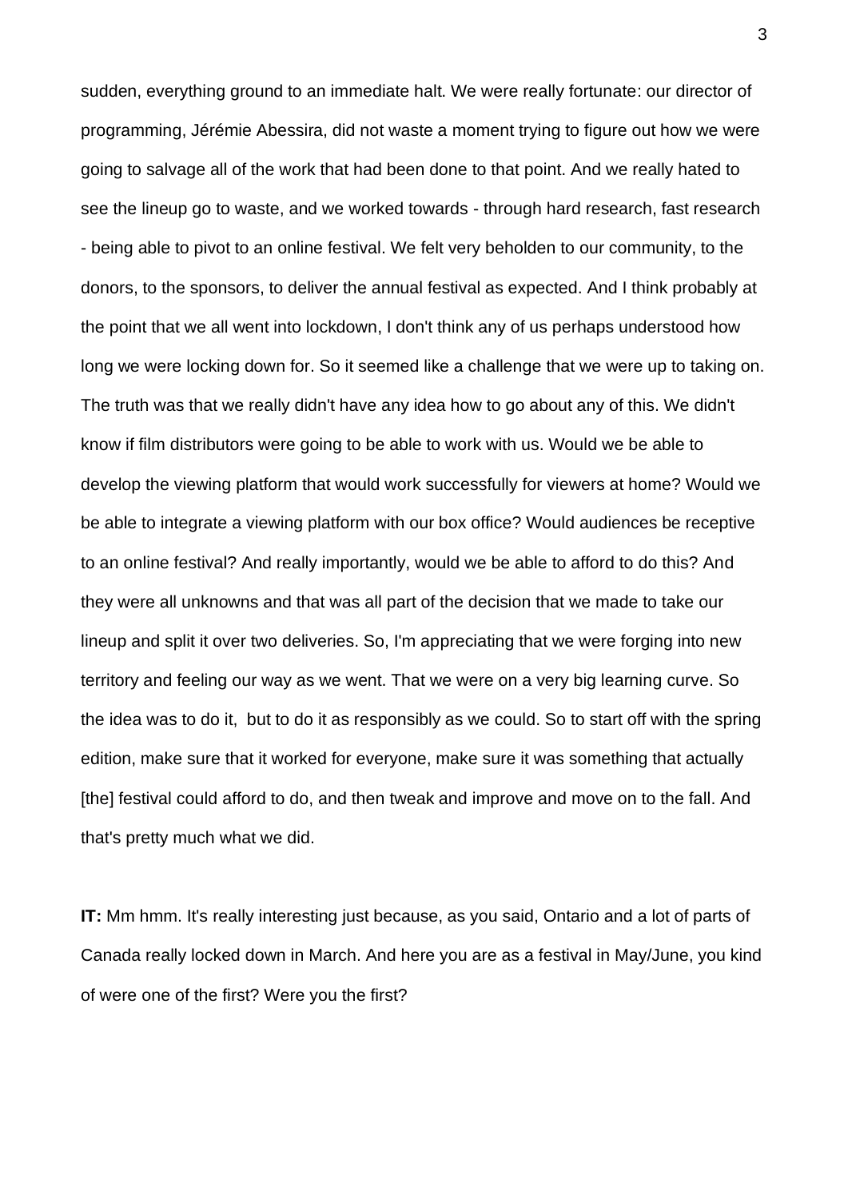sudden, everything ground to an immediate halt. We were really fortunate: our director of programming, Jérémie Abessira, did not waste a moment trying to figure out how we were going to salvage all of the work that had been done to that point. And we really hated to see the lineup go to waste, and we worked towards - through hard research, fast research - being able to pivot to an online festival. We felt very beholden to our community, to the donors, to the sponsors, to deliver the annual festival as expected. And I think probably at the point that we all went into lockdown, I don't think any of us perhaps understood how long we were locking down for. So it seemed like a challenge that we were up to taking on. The truth was that we really didn't have any idea how to go about any of this. We didn't know if film distributors were going to be able to work with us. Would we be able to develop the viewing platform that would work successfully for viewers at home? Would we be able to integrate a viewing platform with our box office? Would audiences be receptive to an online festival? And really importantly, would we be able to afford to do this? And they were all unknowns and that was all part of the decision that we made to take our lineup and split it over two deliveries. So, I'm appreciating that we were forging into new territory and feeling our way as we went. That we were on a very big learning curve. So the idea was to do it, but to do it as responsibly as we could. So to start off with the spring edition, make sure that it worked for everyone, make sure it was something that actually [the] festival could afford to do, and then tweak and improve and move on to the fall. And that's pretty much what we did.

**IT:** Mm hmm. It's really interesting just because, as you said, Ontario and a lot of parts of Canada really locked down in March. And here you are as a festival in May/June, you kind of were one of the first? Were you the first?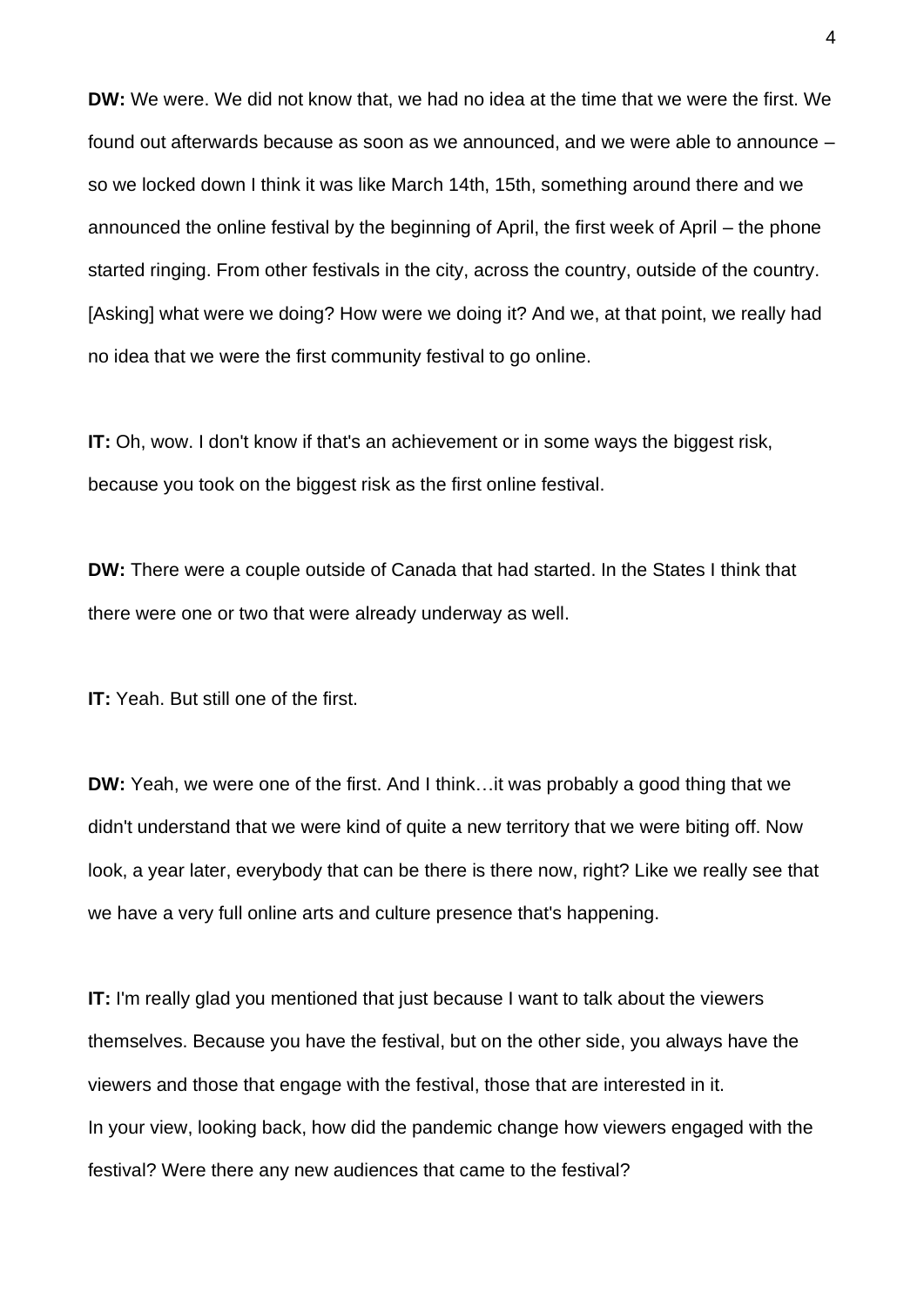**DW:** We were. We did not know that, we had no idea at the time that we were the first. We found out afterwards because as soon as we announced, and we were able to announce – so we locked down I think it was like March 14th, 15th, something around there and we announced the online festival by the beginning of April, the first week of April – the phone started ringing. From other festivals in the city, across the country, outside of the country. [Asking] what were we doing? How were we doing it? And we, at that point, we really had no idea that we were the first community festival to go online.

**IT:** Oh, wow. I don't know if that's an achievement or in some ways the biggest risk, because you took on the biggest risk as the first online festival.

**DW:** There were a couple outside of Canada that had started. In the States I think that there were one or two that were already underway as well.

**IT:** Yeah. But still one of the first.

**DW:** Yeah, we were one of the first. And I think…it was probably a good thing that we didn't understand that we were kind of quite a new territory that we were biting off. Now look, a year later, everybody that can be there is there now, right? Like we really see that we have a very full online arts and culture presence that's happening.

**IT:** I'm really glad you mentioned that just because I want to talk about the viewers themselves. Because you have the festival, but on the other side, you always have the viewers and those that engage with the festival, those that are interested in it.
In your view, looking back, how did the pandemic change how viewers engaged with the festival? Were there any new audiences that came to the festival?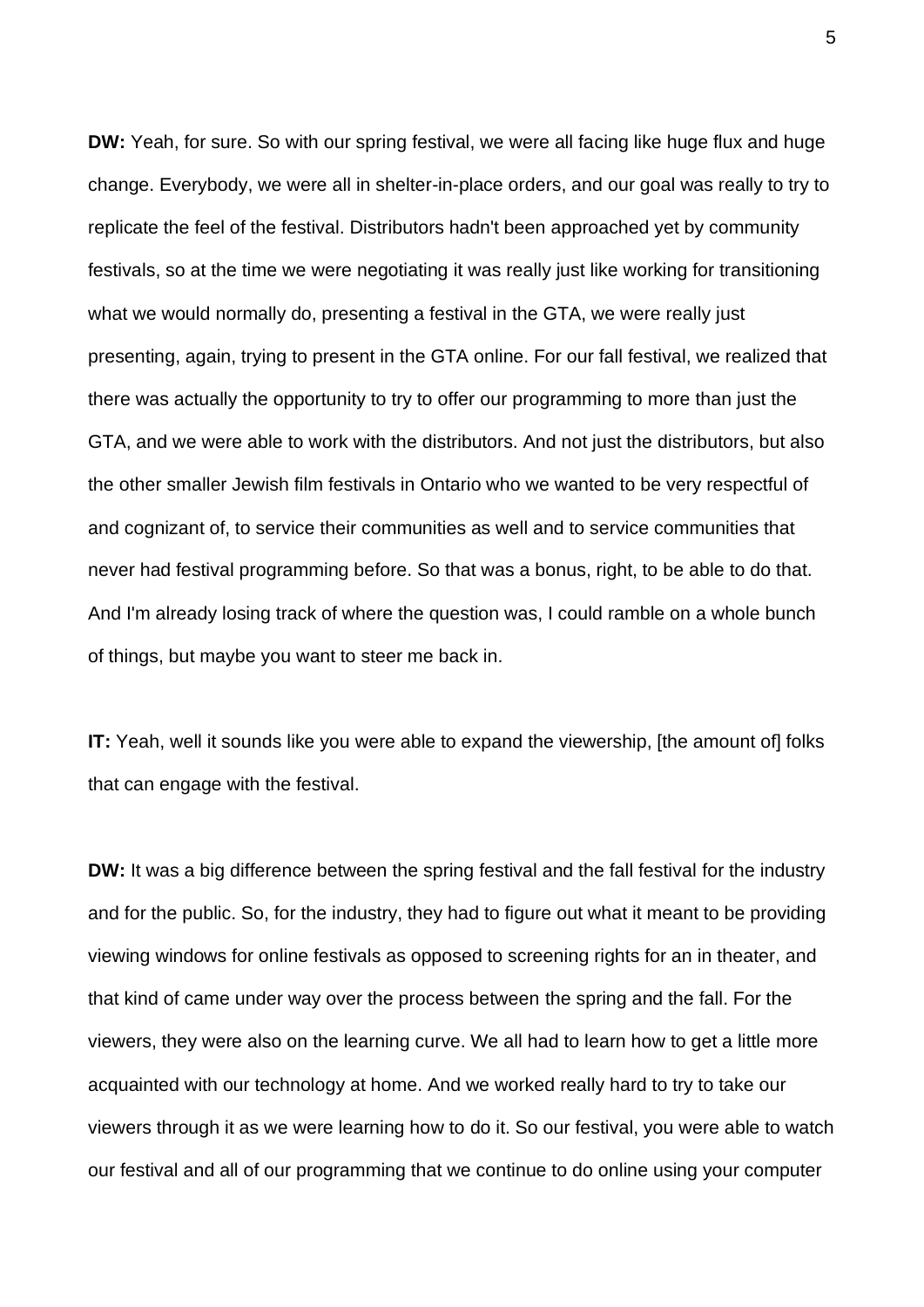**DW:** Yeah, for sure. So with our spring festival, we were all facing like huge flux and huge change. Everybody, we were all in shelter-in-place orders, and our goal was really to try to replicate the feel of the festival. Distributors hadn't been approached yet by community festivals, so at the time we were negotiating it was really just like working for transitioning what we would normally do, presenting a festival in the GTA, we were really just presenting, again, trying to present in the GTA online. For our fall festival, we realized that there was actually the opportunity to try to offer our programming to more than just the GTA, and we were able to work with the distributors. And not just the distributors, but also the other smaller Jewish film festivals in Ontario who we wanted to be very respectful of and cognizant of, to service their communities as well and to service communities that never had festival programming before. So that was a bonus, right, to be able to do that. And I'm already losing track of where the question was, I could ramble on a whole bunch of things, but maybe you want to steer me back in.

**IT:** Yeah, well it sounds like you were able to expand the viewership, [the amount of] folks that can engage with the festival.

**DW:** It was a big difference between the spring festival and the fall festival for the industry and for the public. So, for the industry, they had to figure out what it meant to be providing viewing windows for online festivals as opposed to screening rights for an in theater, and that kind of came under way over the process between the spring and the fall. For the viewers, they were also on the learning curve. We all had to learn how to get a little more acquainted with our technology at home. And we worked really hard to try to take our viewers through it as we were learning how to do it. So our festival, you were able to watch our festival and all of our programming that we continue to do online using your computer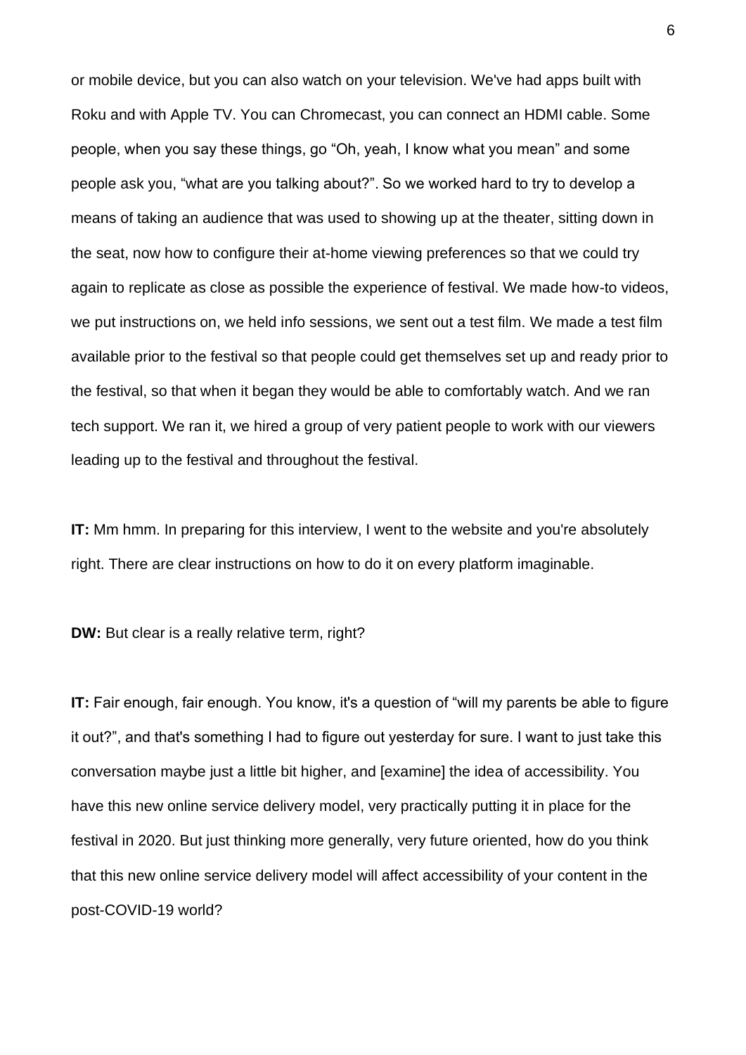or mobile device, but you can also watch on your television. We've had apps built with Roku and with Apple TV. You can Chromecast, you can connect an HDMI cable. Some people, when you say these things, go “Oh, yeah, I know what you mean” and some people ask you, “what are you talking about?”. So we worked hard to try to develop a means of taking an audience that was used to showing up at the theater, sitting down in the seat, now how to configure their at-home viewing preferences so that we could try again to replicate as close as possible the experience of festival. We made how-to videos, we put instructions on, we held info sessions, we sent out a test film. We made a test film available prior to the festival so that people could get themselves set up and ready prior to the festival, so that when it began they would be able to comfortably watch. And we ran tech support. We ran it, we hired a group of very patient people to work with our viewers leading up to the festival and throughout the festival.

**IT:** Mm hmm. In preparing for this interview, I went to the website and you're absolutely right. There are clear instructions on how to do it on every platform imaginable.

**DW:** But clear is a really relative term, right?

**IT:** Fair enough, fair enough. You know, it's a question of “will my parents be able to figure it out?”, and that's something I had to figure out yesterday for sure. I want to just take this conversation maybe just a little bit higher, and [examine] the idea of accessibility. You have this new online service delivery model, very practically putting it in place for the festival in 2020. But just thinking more generally, very future oriented, how do you think that this new online service delivery model will affect accessibility of your content in the post-COVID-19 world?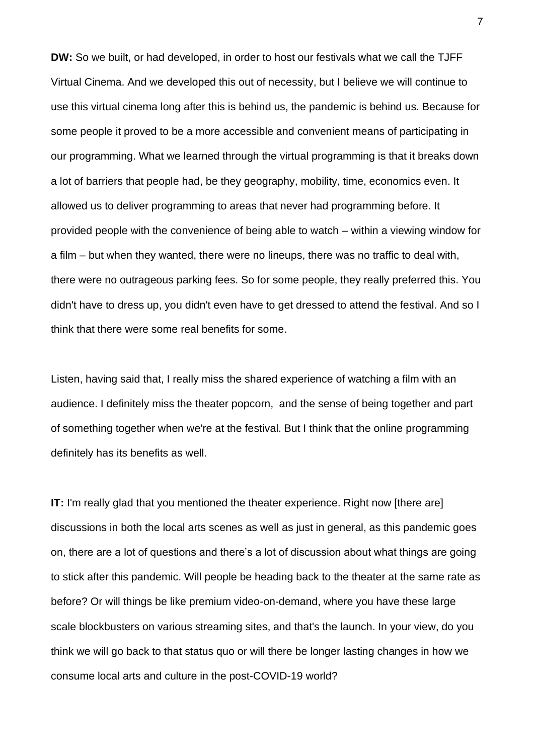**DW:** So we built, or had developed, in order to host our festivals what we call the TJFF Virtual Cinema. And we developed this out of necessity, but I believe we will continue to use this virtual cinema long after this is behind us, the pandemic is behind us. Because for some people it proved to be a more accessible and convenient means of participating in our programming. What we learned through the virtual programming is that it breaks down a lot of barriers that people had, be they geography, mobility, time, economics even. It allowed us to deliver programming to areas that never had programming before. It provided people with the convenience of being able to watch – within a viewing window for a film – but when they wanted, there were no lineups, there was no traffic to deal with, there were no outrageous parking fees. So for some people, they really preferred this. You didn't have to dress up, you didn't even have to get dressed to attend the festival. And so I think that there were some real benefits for some.

Listen, having said that, I really miss the shared experience of watching a film with an audience. I definitely miss the theater popcorn, and the sense of being together and part of something together when we're at the festival. But I think that the online programming definitely has its benefits as well.

**IT:** I'm really glad that you mentioned the theater experience. Right now [there are] discussions in both the local arts scenes as well as just in general, as this pandemic goes on, there are a lot of questions and there's a lot of discussion about what things are going to stick after this pandemic. Will people be heading back to the theater at the same rate as before? Or will things be like premium video-on-demand, where you have these large scale blockbusters on various streaming sites, and that's the launch. In your view, do you think we will go back to that status quo or will there be longer lasting changes in how we consume local arts and culture in the post-COVID-19 world?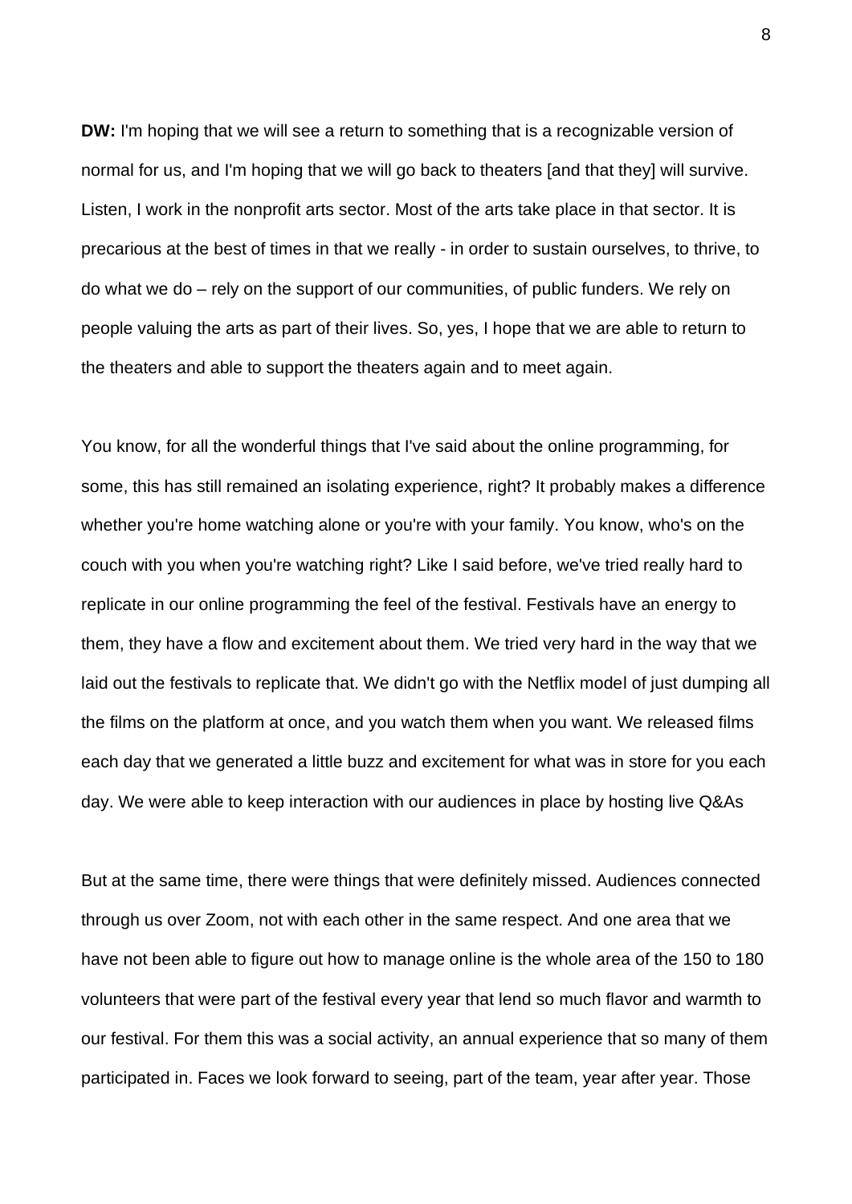**DW:** I'm hoping that we will see a return to something that is a recognizable version of normal for us, and I'm hoping that we will go back to theaters [and that they] will survive. Listen, I work in the nonprofit arts sector. Most of the arts take place in that sector. It is precarious at the best of times in that we really - in order to sustain ourselves, to thrive, to do what we do – rely on the support of our communities, of public funders. We rely on people valuing the arts as part of their lives. So, yes, I hope that we are able to return to the theaters and able to support the theaters again and to meet again.

You know, for all the wonderful things that I've said about the online programming, for some, this has still remained an isolating experience, right? It probably makes a difference whether you're home watching alone or you're with your family. You know, who's on the couch with you when you're watching right? Like I said before, we've tried really hard to replicate in our online programming the feel of the festival. Festivals have an energy to them, they have a flow and excitement about them. We tried very hard in the way that we laid out the festivals to replicate that. We didn't go with the Netflix model of just dumping all the films on the platform at once, and you watch them when you want. We released films each day that we generated a little buzz and excitement for what was in store for you each day. We were able to keep interaction with our audiences in place by hosting live Q&As

But at the same time, there were things that were definitely missed. Audiences connected through us over Zoom, not with each other in the same respect. And one area that we have not been able to figure out how to manage online is the whole area of the 150 to 180 volunteers that were part of the festival every year that lend so much flavor and warmth to our festival. For them this was a social activity, an annual experience that so many of them participated in. Faces we look forward to seeing, part of the team, year after year. Those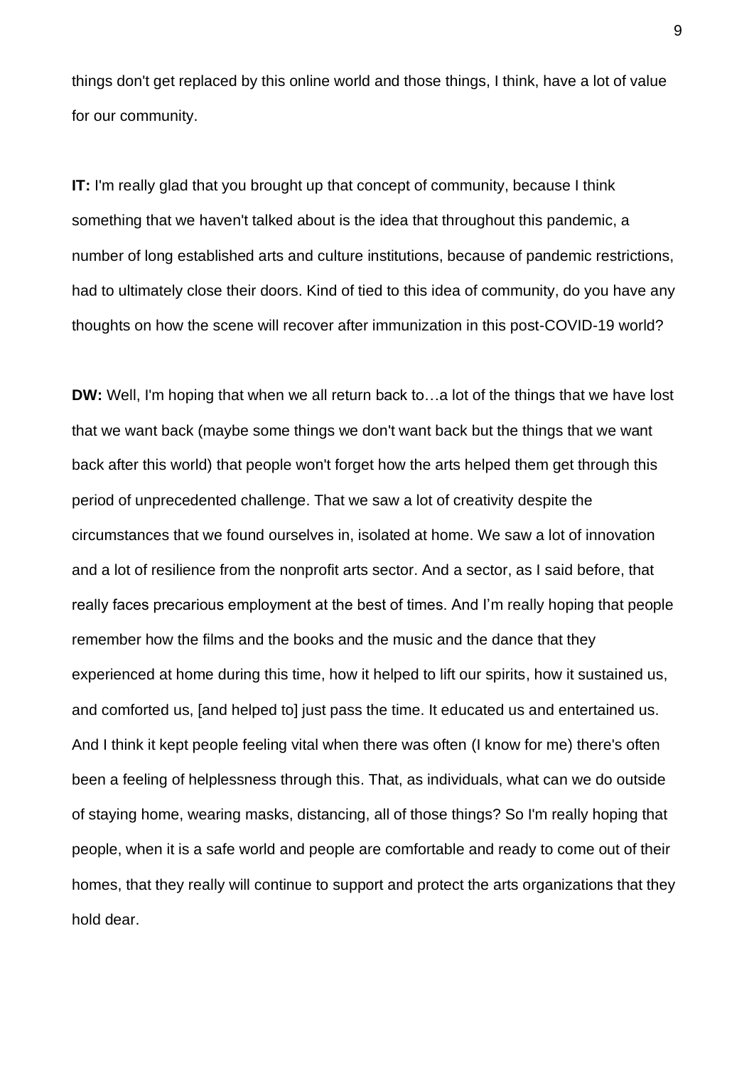things don't get replaced by this online world and those things, I think, have a lot of value for our community.

**IT:** I'm really glad that you brought up that concept of community, because I think something that we haven't talked about is the idea that throughout this pandemic, a number of long established arts and culture institutions, because of pandemic restrictions, had to ultimately close their doors. Kind of tied to this idea of community, do you have any thoughts on how the scene will recover after immunization in this post-COVID-19 world?

**DW:** Well, I'm hoping that when we all return back to…a lot of the things that we have lost that we want back (maybe some things we don't want back but the things that we want back after this world) that people won't forget how the arts helped them get through this period of unprecedented challenge. That we saw a lot of creativity despite the circumstances that we found ourselves in, isolated at home. We saw a lot of innovation and a lot of resilience from the nonprofit arts sector. And a sector, as I said before, that really faces precarious employment at the best of times. And I'm really hoping that people remember how the films and the books and the music and the dance that they experienced at home during this time, how it helped to lift our spirits, how it sustained us, and comforted us, [and helped to] just pass the time. It educated us and entertained us. And I think it kept people feeling vital when there was often (I know for me) there's often been a feeling of helplessness through this. That, as individuals, what can we do outside of staying home, wearing masks, distancing, all of those things? So I'm really hoping that people, when it is a safe world and people are comfortable and ready to come out of their homes, that they really will continue to support and protect the arts organizations that they hold dear.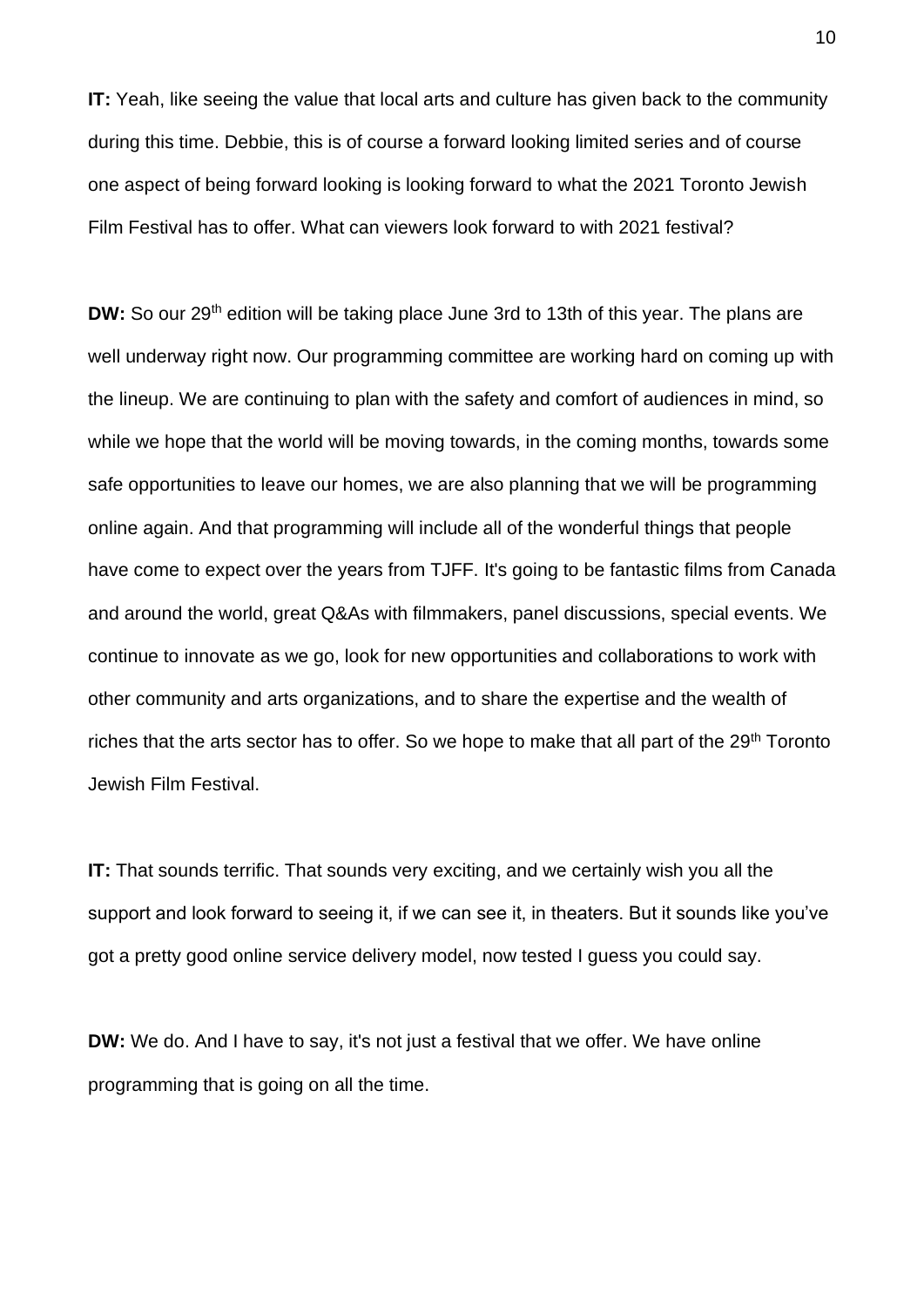**IT:** Yeah, like seeing the value that local arts and culture has given back to the community during this time. Debbie, this is of course a forward looking limited series and of course one aspect of being forward looking is looking forward to what the 2021 Toronto Jewish Film Festival has to offer. What can viewers look forward to with 2021 festival?

**DW:** So our 29th edition will be taking place June 3rd to 13th of this year. The plans are well underway right now. Our programming committee are working hard on coming up with the lineup. We are continuing to plan with the safety and comfort of audiences in mind, so while we hope that the world will be moving towards, in the coming months, towards some safe opportunities to leave our homes, we are also planning that we will be programming online again. And that programming will include all of the wonderful things that people have come to expect over the years from TJFF. It's going to be fantastic films from Canada and around the world, great Q&As with filmmakers, panel discussions, special events. We continue to innovate as we go, look for new opportunities and collaborations to work with other community and arts organizations, and to share the expertise and the wealth of riches that the arts sector has to offer. So we hope to make that all part of the 29th Toronto Jewish Film Festival.

**IT:** That sounds terrific. That sounds very exciting, and we certainly wish you all the support and look forward to seeing it, if we can see it, in theaters. But it sounds like you've got a pretty good online service delivery model, now tested I guess you could say.

**DW:** We do. And I have to say, it's not just a festival that we offer. We have online programming that is going on all the time.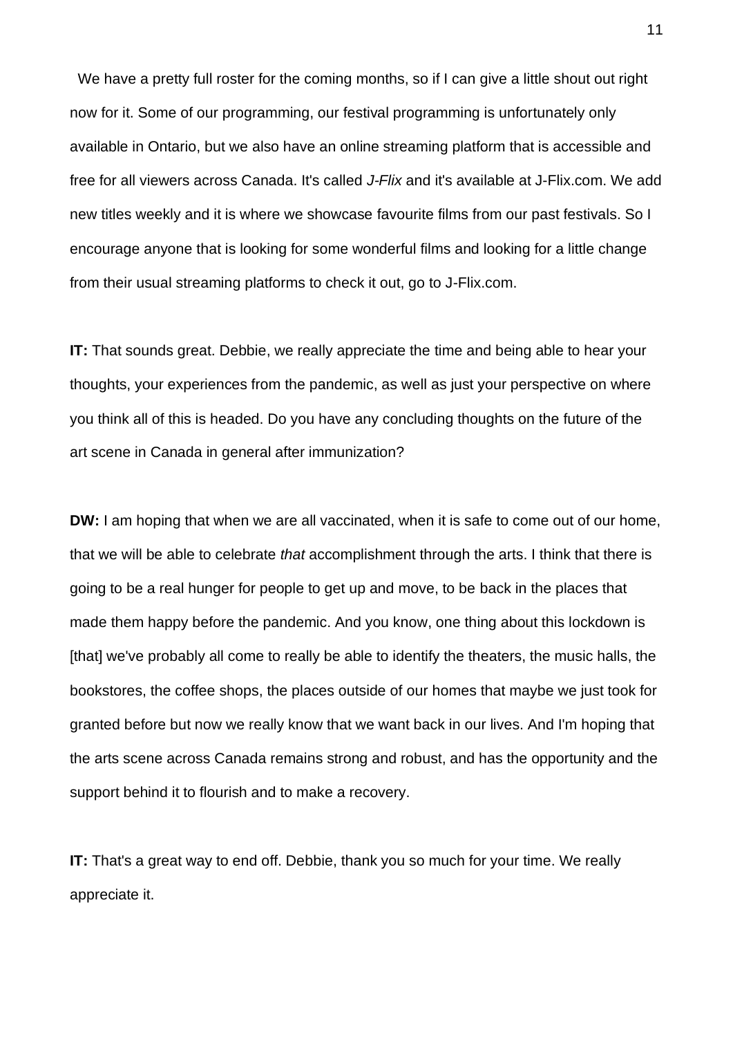We have a pretty full roster for the coming months, so if I can give a little shout out right now for it. Some of our programming, our festival programming is unfortunately only available in Ontario, but we also have an online streaming platform that is accessible and free for all viewers across Canada. It's called *J-Flix* and it's available at J-Flix.com. We add new titles weekly and it is where we showcase favourite films from our past festivals. So I encourage anyone that is looking for some wonderful films and looking for a little change from their usual streaming platforms to check it out, go to J-Flix.com.

**IT:** That sounds great. Debbie, we really appreciate the time and being able to hear your thoughts, your experiences from the pandemic, as well as just your perspective on where you think all of this is headed. Do you have any concluding thoughts on the future of the art scene in Canada in general after immunization?

**DW:** I am hoping that when we are all vaccinated, when it is safe to come out of our home, that we will be able to celebrate *that* accomplishment through the arts. I think that there is going to be a real hunger for people to get up and move, to be back in the places that made them happy before the pandemic. And you know, one thing about this lockdown is [that] we've probably all come to really be able to identify the theaters, the music halls, the bookstores, the coffee shops, the places outside of our homes that maybe we just took for granted before but now we really know that we want back in our lives. And I'm hoping that the arts scene across Canada remains strong and robust, and has the opportunity and the support behind it to flourish and to make a recovery.

**IT:** That's a great way to end off. Debbie, thank you so much for your time. We really appreciate it.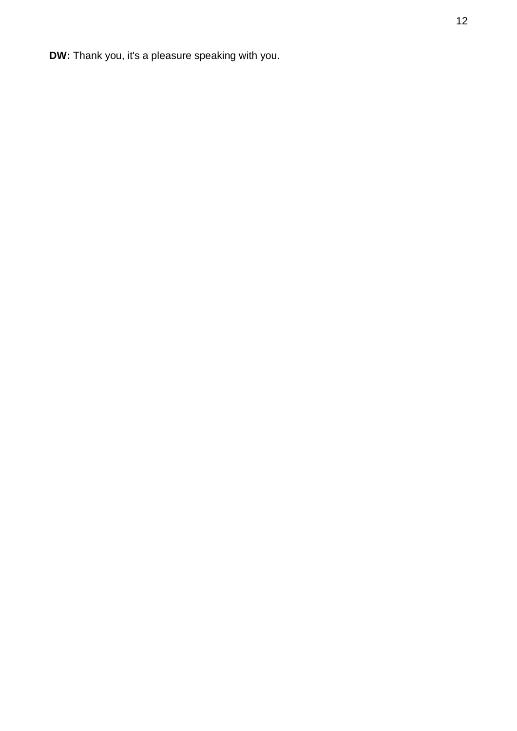**DW:** Thank you, it's a pleasure speaking with you.